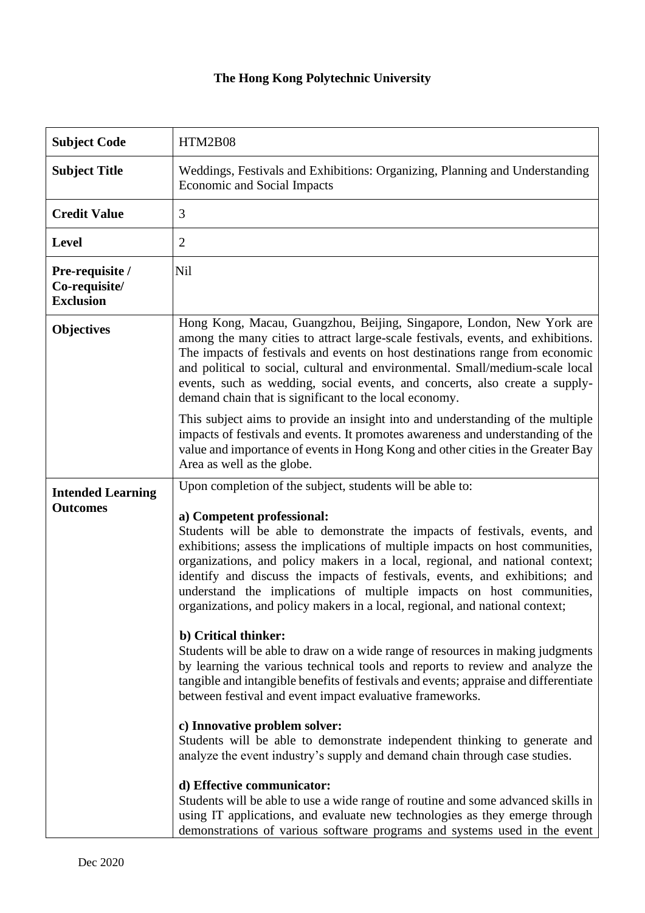# The Hong Kong Polytechnic University

| | |
|---|---|
| **Subject Code** | HTM2B08 |
| **Subject Title** | Weddings, Festivals and Exhibitions: Organizing, Planning and Understanding Economic and Social Impacts |
| **Credit Value** | 3 |
| **Level** | 2 |
| **Pre-requisite / Co-requisite/ Exclusion** | Nil |
| **Objectives** | Hong Kong, Macau, Guangzhou, Beijing, Singapore, London, New York are among the many cities to attract large-scale festivals, events, and exhibitions. The impacts of festivals and events on host destinations range from economic and political to social, cultural and environmental. Small/medium-scale local events, such as wedding, social events, and concerts, also create a supply-demand chain that is significant to the local economy.<br><br>This subject aims to provide an insight into and understanding of the multiple impacts of festivals and events. It promotes awareness and understanding of the value and importance of events in Hong Kong and other cities in the Greater Bay Area as well as the globe. |
| **Intended Learning Outcomes** | Upon completion of the subject, students will be able to:<br><br>**a) Competent professional:**<br>Students will be able to demonstrate the impacts of festivals, events, and exhibitions; assess the implications of multiple impacts on host communities, organizations, and policy makers in a local, regional, and national context; identify and discuss the impacts of festivals, events, and exhibitions; and understand the implications of multiple impacts on host communities, organizations, and policy makers in a local, regional, and national context;<br><br>**b) Critical thinker:**<br>Students will be able to draw on a wide range of resources in making judgments by learning the various technical tools and reports to review and analyze the tangible and intangible benefits of festivals and events; appraise and differentiate between festival and event impact evaluative frameworks.<br><br>**c) Innovative problem solver:**<br>Students will be able to demonstrate independent thinking to generate and analyze the event industry's supply and demand chain through case studies.<br><br>**d) Effective communicator:**<br>Students will be able to use a wide range of routine and some advanced skills in using IT applications, and evaluate new technologies as they emerge through demonstrations of various software programs and systems used in the event |

Dec 2020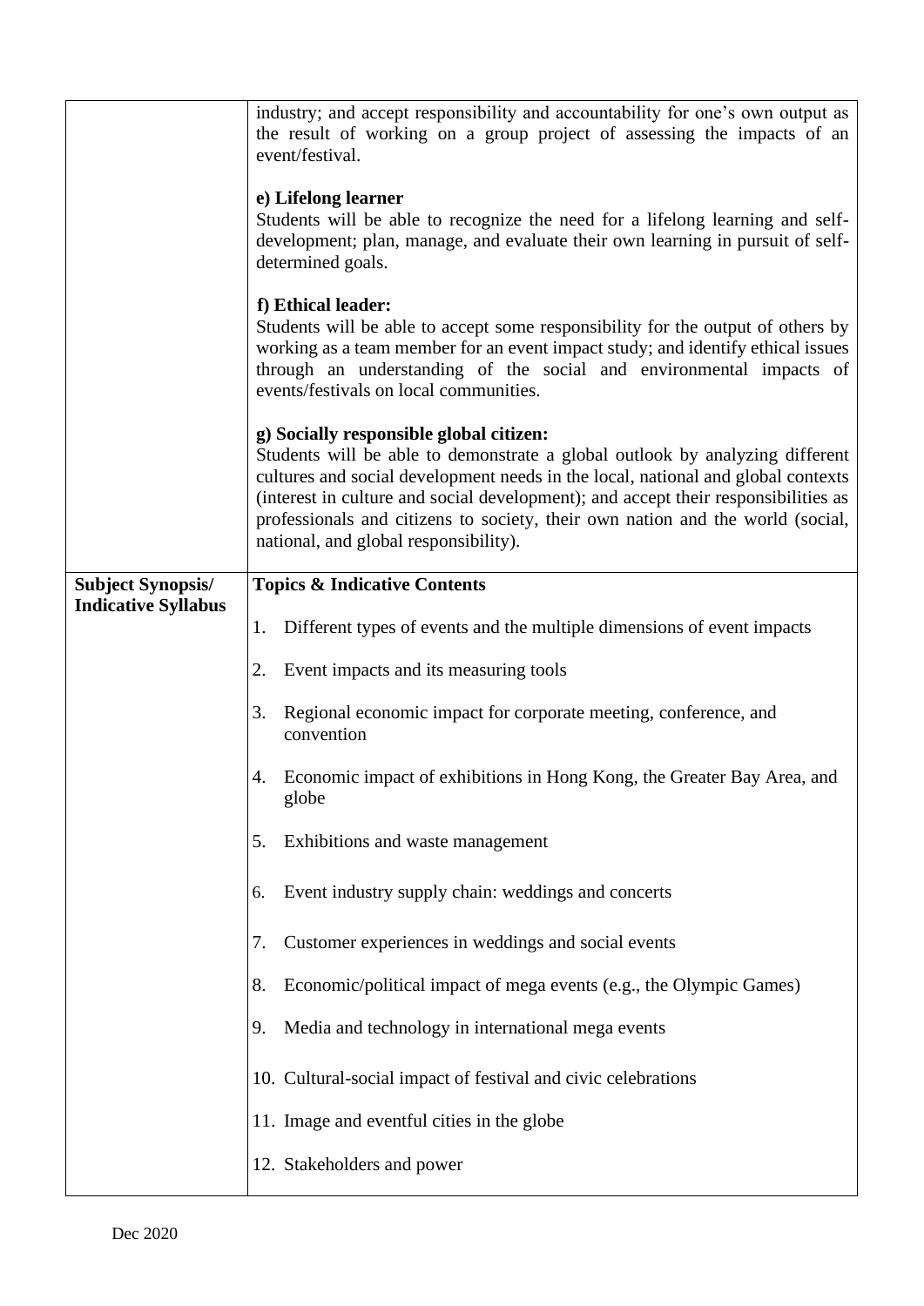| | |
|---|---|
| | industry; and accept responsibility and accountability for one's own output as the result of working on a group project of assessing the impacts of an event/festival.<br><br>**e) Lifelong learner**<br>Students will be able to recognize the need for a lifelong learning and self-development; plan, manage, and evaluate their own learning in pursuit of self-determined goals.<br><br>**f) Ethical leader:**<br>Students will be able to accept some responsibility for the output of others by working as a team member for an event impact study; and identify ethical issues through an understanding of the social and environmental impacts of events/festivals on local communities.<br><br>**g) Socially responsible global citizen:**<br>Students will be able to demonstrate a global outlook by analyzing different cultures and social development needs in the local, national and global contexts (interest in culture and social development); and accept their responsibilities as professionals and citizens to society, their own nation and the world (social, national, and global responsibility). |
| **Subject Synopsis/ Indicative Syllabus** | **Topics & Indicative Contents**<br><br>1. Different types of events and the multiple dimensions of event impacts<br>2. Event impacts and its measuring tools<br>3. Regional economic impact for corporate meeting, conference, and convention<br>4. Economic impact of exhibitions in Hong Kong, the Greater Bay Area, and globe<br>5. Exhibitions and waste management<br>6. Event industry supply chain: weddings and concerts<br>7. Customer experiences in weddings and social events<br>8. Economic/political impact of mega events (e.g., the Olympic Games)<br>9. Media and technology in international mega events<br>10. Cultural-social impact of festival and civic celebrations<br>11. Image and eventful cities in the globe<br>12. Stakeholders and power |

Dec 2020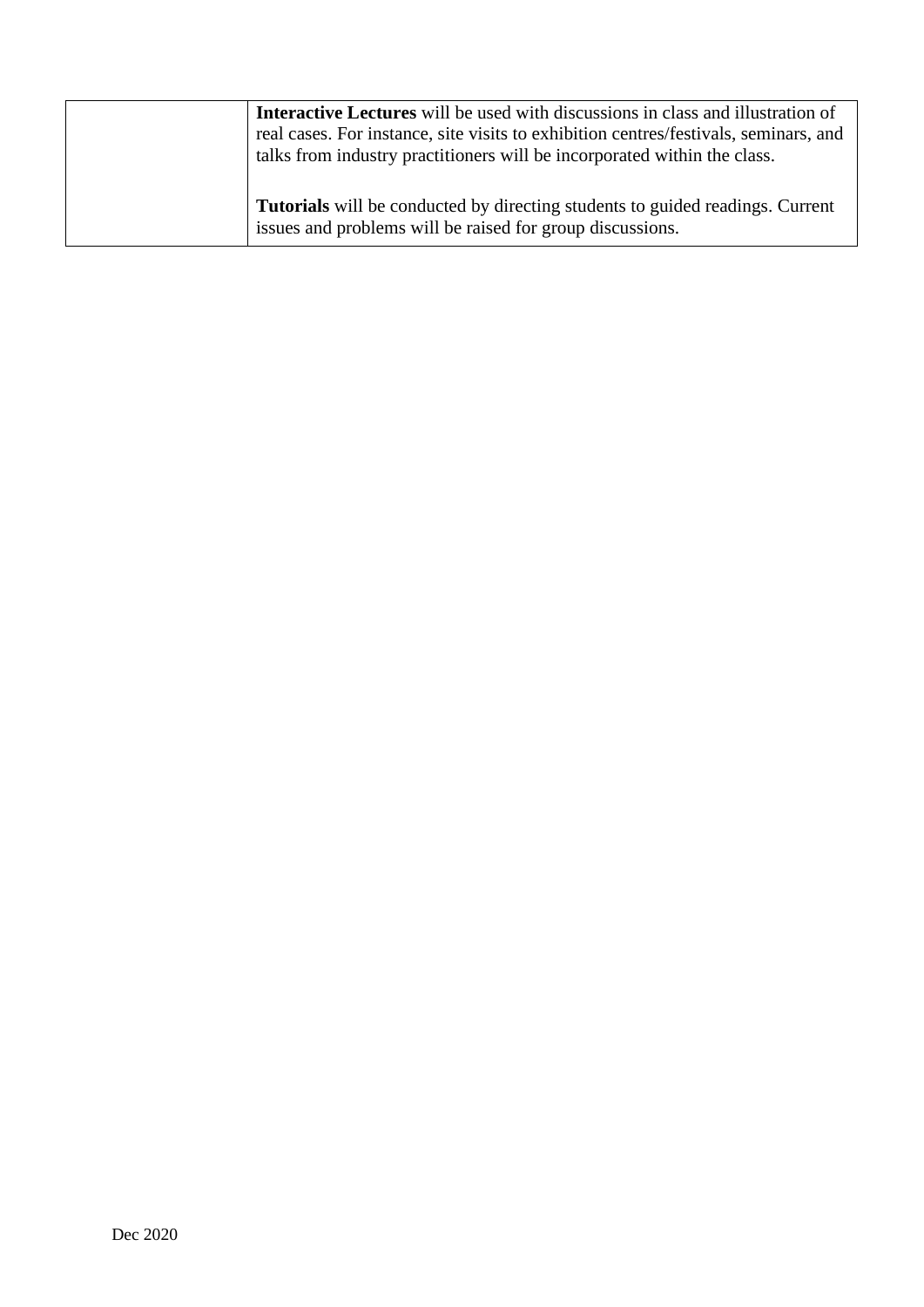| | |
|---|---|
| | **Interactive Lectures** will be used with discussions in class and illustration of real cases. For instance, site visits to exhibition centres/festivals, seminars, and talks from industry practitioners will be incorporated within the class.<br><br>**Tutorials** will be conducted by directing students to guided readings. Current issues and problems will be raised for group discussions. |